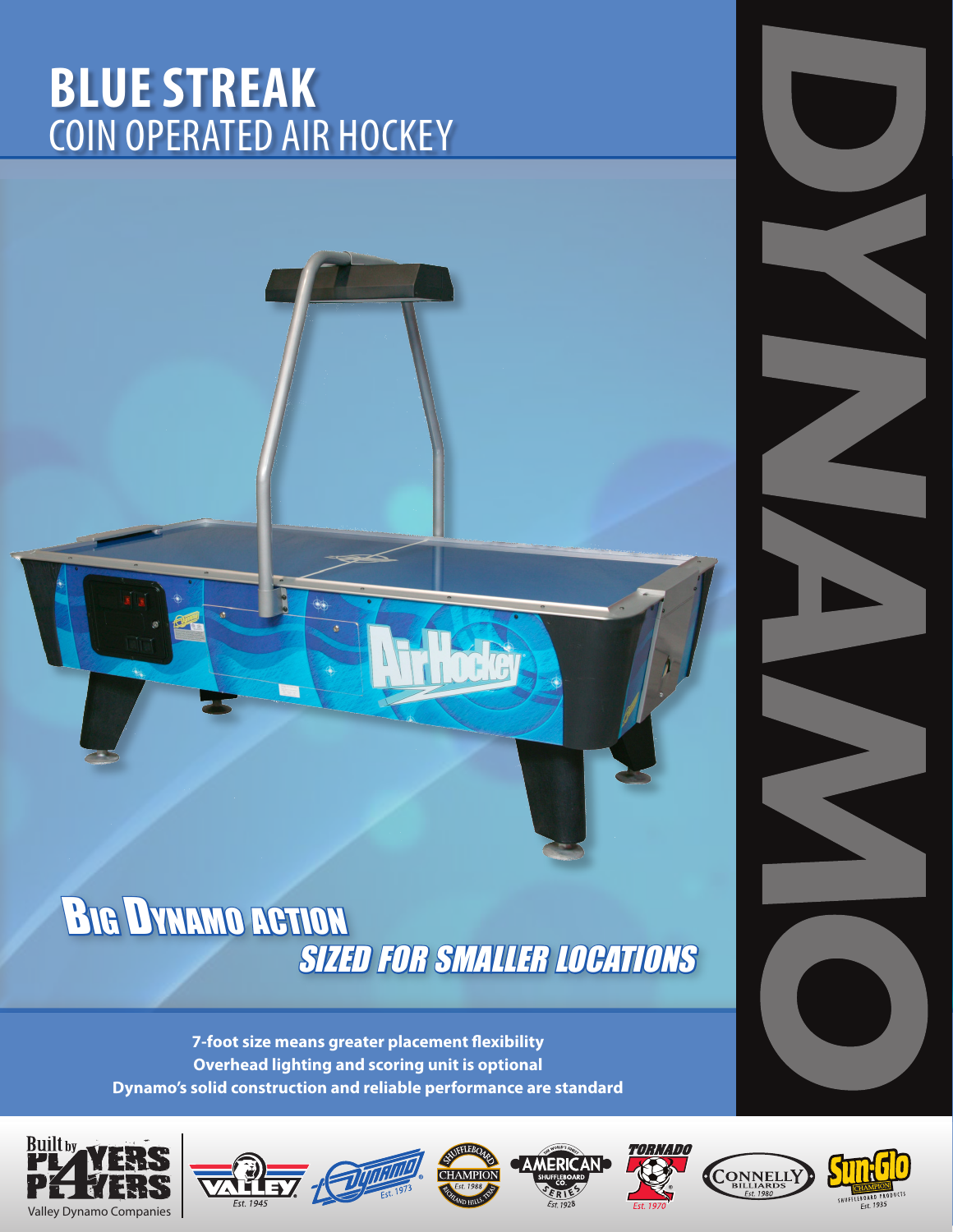# BLUE STREAK
## COIN OPERATED AIR HOCKEY

DYNAMO

## BIG DYNAMO ACTION
### *SIZED FOR SMALLER LOCATIONS*

**7-foot size means greater placement flexibility**
**Overhead lighting and scoring unit is optional**
**Dynamo's solid construction and reliable performance are standard**

Built by PLAYERS 4 PLAYERS
Valley Dynamo Companies

VALLEY Est. 1945 · Dynamo Est. 1973 · Shuffleboard Champion Est. 1988 Richland Hills, Texas · The World's Finest American Shuffleboard Co. Series Est. 1928 · Tornado Est. 1970 · Connelly Billiards Est. 1980 · Sun-Glo Champion Shuffleboard Products Est. 1935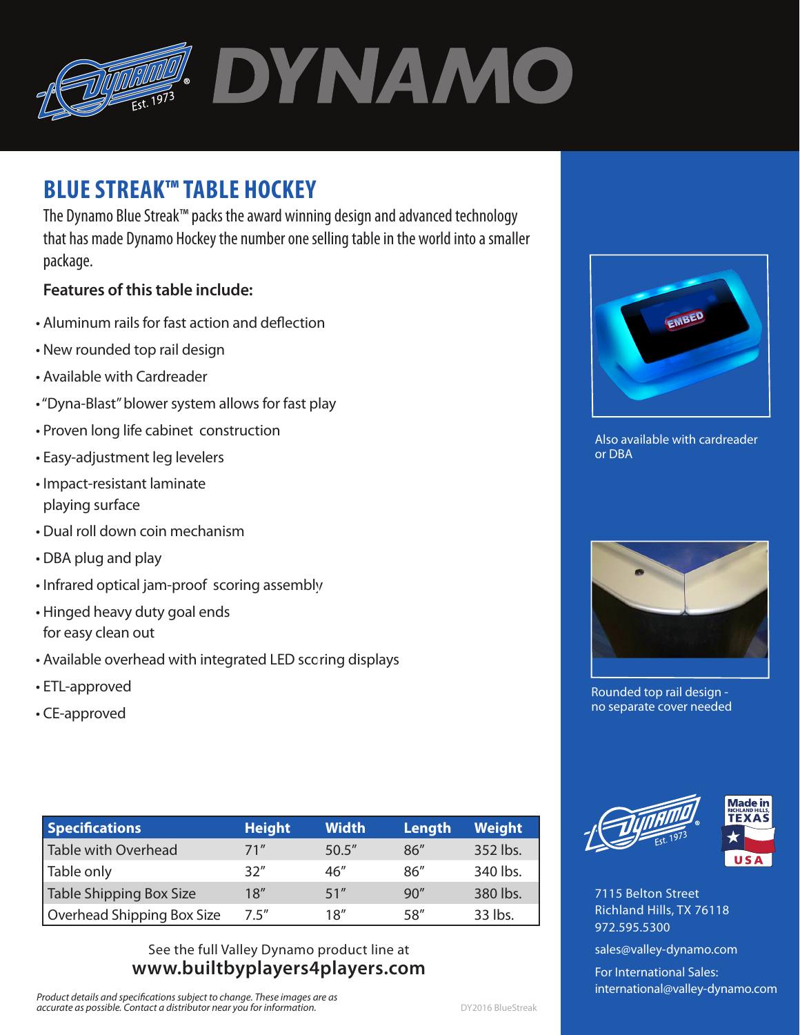# DYNAMO

## BLUE STREAK™ TABLE HOCKEY

The Dynamo Blue Streak™ packs the award winning design and advanced technology that has made Dynamo Hockey the number one selling table in the world into a smaller package.

**Features of this table include:**

- Aluminum rails for fast action and deflection
- New rounded top rail design
- Available with Cardreader
- "Dyna-Blast" blower system allows for fast play
- Proven long life cabinet construction
- Easy-adjustment leg levelers
- Impact-resistant laminate playing surface
- Dual roll down coin mechanism
- DBA plug and play
- Infrared optical jam-proof scoring assembly
- Hinged heavy duty goal ends for easy clean out
- Available overhead with integrated LED scoring displays
- ETL-approved
- CE-approved

Also available with cardreader or DBA

Rounded top rail design - no separate cover needed

| Specifications | Height | Width | Length | Weight |
|---|---|---|---|---|
| Table with Overhead | 71″ | 50.5″ | 86″ | 352 lbs. |
| Table only | 32″ | 46″ | 86″ | 340 lbs. |
| Table Shipping Box Size | 18″ | 51″ | 90″ | 380 lbs. |
| Overhead Shipping Box Size | 7.5″ | 18″ | 58″ | 33 lbs. |

See the full Valley Dynamo product line at
**www.builtbyplayers4players.com**

Made in Richland Hills, Texas USA

7115 Belton Street
Richland Hills, TX 76118
972.595.5300

sales@valley-dynamo.com

For International Sales:
international@valley-dynamo.com

*Product details and specifications subject to change. These images are as accurate as possible. Contact a distributor near you for information.*

DY2016 BlueStreak